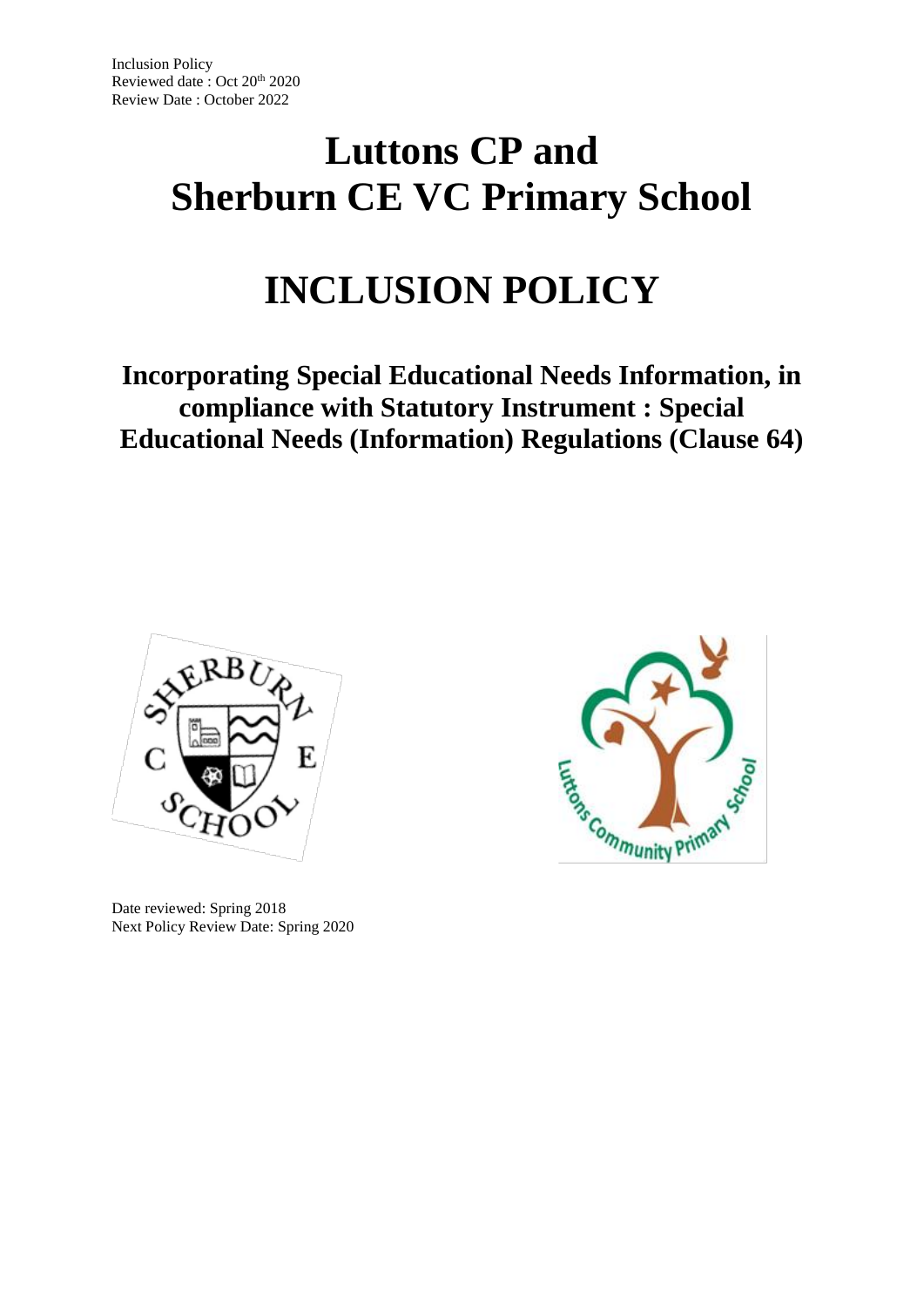Inclusion Policy
Reviewed date : Oct 20th 2020
Review Date : October 2022

# Luttons CP and Sherburn CE VC Primary School

# INCLUSION POLICY

## Incorporating Special Educational Needs Information, in compliance with Statutory Instrument : Special Educational Needs (Information) Regulations (Clause 64)

Date reviewed: Spring 2018
Next Policy Review Date: Spring 2020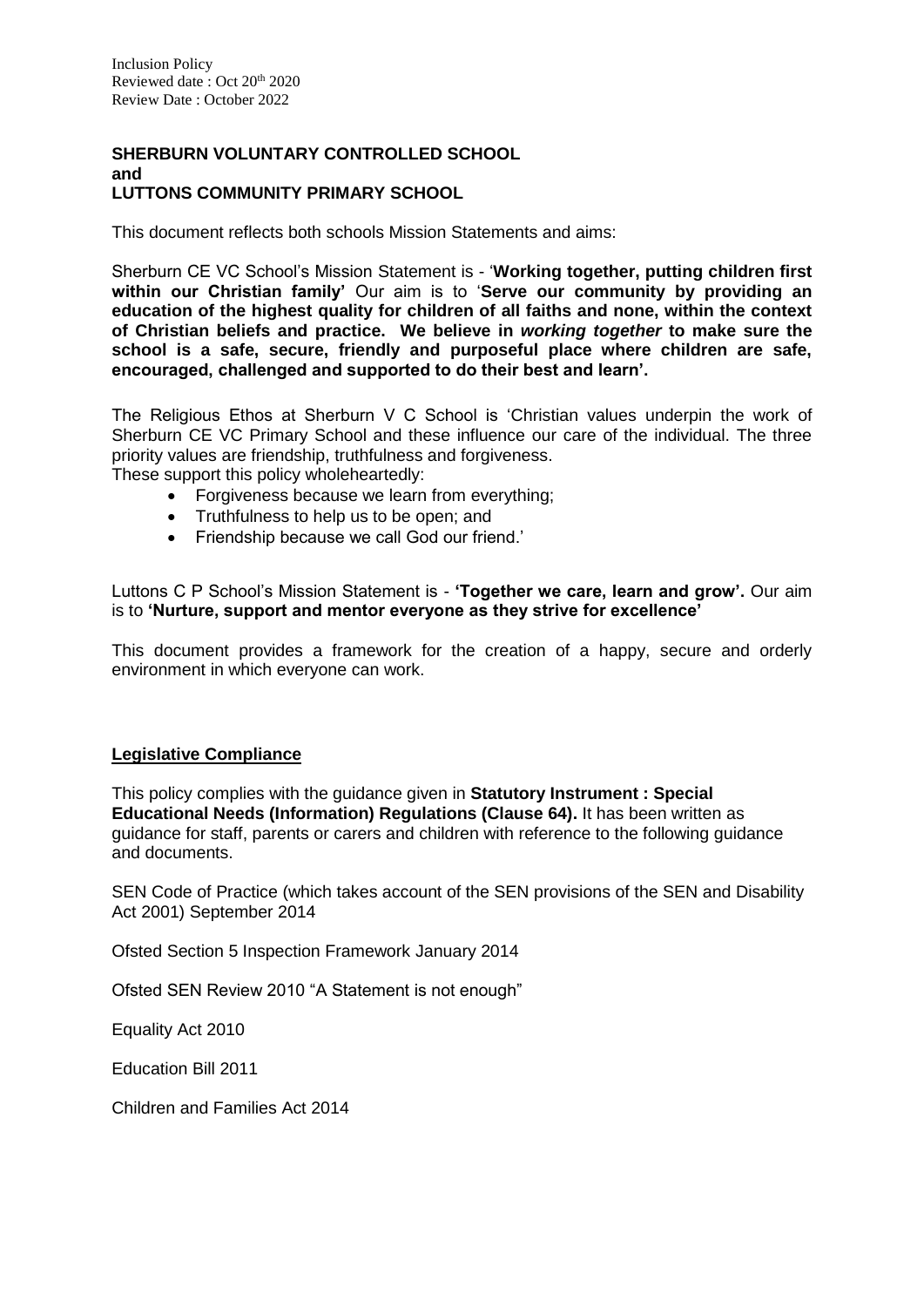Inclusion Policy
Reviewed date : Oct 20th 2020
Review Date : October 2022

**SHERBURN VOLUNTARY CONTROLLED SCHOOL**
**and**
**LUTTONS COMMUNITY PRIMARY SCHOOL**

This document reflects both schools Mission Statements and aims:

Sherburn CE VC School's Mission Statement is - '**Working together, putting children first within our Christian family'** Our aim is to '**Serve our community by providing an education of the highest quality for children of all faiths and none, within the context of Christian beliefs and practice. We believe in *working together* to make sure the school is a safe, secure, friendly and purposeful place where children are safe, encouraged, challenged and supported to do their best and learn'.**

The Religious Ethos at Sherburn V C School is 'Christian values underpin the work of Sherburn CE VC Primary School and these influence our care of the individual. The three priority values are friendship, truthfulness and forgiveness.
These support this policy wholeheartedly:

- Forgiveness because we learn from everything;
- Truthfulness to help us to be open; and
- Friendship because we call God our friend.'

Luttons C P School's Mission Statement is - **'Together we care, learn and grow'.** Our aim is to **'Nurture, support and mentor everyone as they strive for excellence'**

This document provides a framework for the creation of a happy, secure and orderly environment in which everyone can work.

## Legislative Compliance

This policy complies with the guidance given in **Statutory Instrument : Special Educational Needs (Information) Regulations (Clause 64).** It has been written as guidance for staff, parents or carers and children with reference to the following guidance and documents.

SEN Code of Practice (which takes account of the SEN provisions of the SEN and Disability Act 2001) September 2014

Ofsted Section 5 Inspection Framework January 2014

Ofsted SEN Review 2010 "A Statement is not enough"

Equality Act 2010

Education Bill 2011

Children and Families Act 2014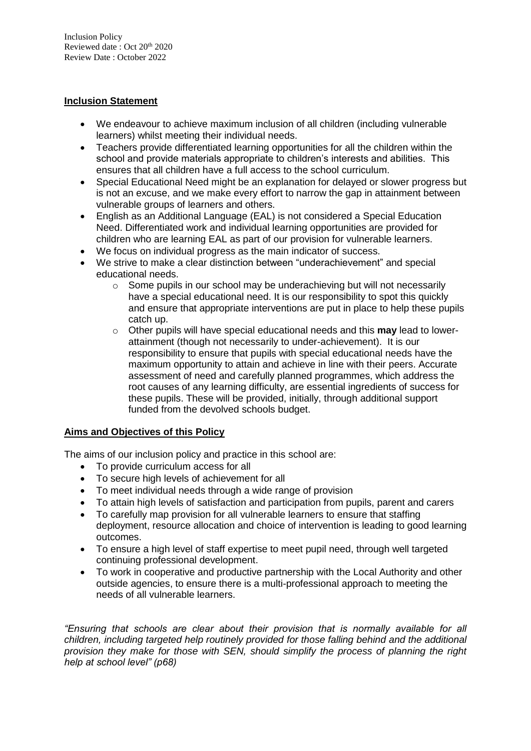## Inclusion Statement

- We endeavour to achieve maximum inclusion of all children (including vulnerable learners) whilst meeting their individual needs.
- Teachers provide differentiated learning opportunities for all the children within the school and provide materials appropriate to children's interests and abilities. This ensures that all children have a full access to the school curriculum.
- Special Educational Need might be an explanation for delayed or slower progress but is not an excuse, and we make every effort to narrow the gap in attainment between vulnerable groups of learners and others.
- English as an Additional Language (EAL) is not considered a Special Education Need. Differentiated work and individual learning opportunities are provided for children who are learning EAL as part of our provision for vulnerable learners.
- We focus on individual progress as the main indicator of success.
- We strive to make a clear distinction between "underachievement" and special educational needs.
  - Some pupils in our school may be underachieving but will not necessarily have a special educational need. It is our responsibility to spot this quickly and ensure that appropriate interventions are put in place to help these pupils catch up.
  - Other pupils will have special educational needs and this **may** lead to lower-attainment (though not necessarily to under-achievement). It is our responsibility to ensure that pupils with special educational needs have the maximum opportunity to attain and achieve in line with their peers. Accurate assessment of need and carefully planned programmes, which address the root causes of any learning difficulty, are essential ingredients of success for these pupils. These will be provided, initially, through additional support funded from the devolved schools budget.

## Aims and Objectives of this Policy

The aims of our inclusion policy and practice in this school are:

- To provide curriculum access for all
- To secure high levels of achievement for all
- To meet individual needs through a wide range of provision
- To attain high levels of satisfaction and participation from pupils, parent and carers
- To carefully map provision for all vulnerable learners to ensure that staffing deployment, resource allocation and choice of intervention is leading to good learning outcomes.
- To ensure a high level of staff expertise to meet pupil need, through well targeted continuing professional development.
- To work in cooperative and productive partnership with the Local Authority and other outside agencies, to ensure there is a multi-professional approach to meeting the needs of all vulnerable learners.

*"Ensuring that schools are clear about their provision that is normally available for all children, including targeted help routinely provided for those falling behind and the additional provision they make for those with SEN, should simplify the process of planning the right help at school level" (p68)*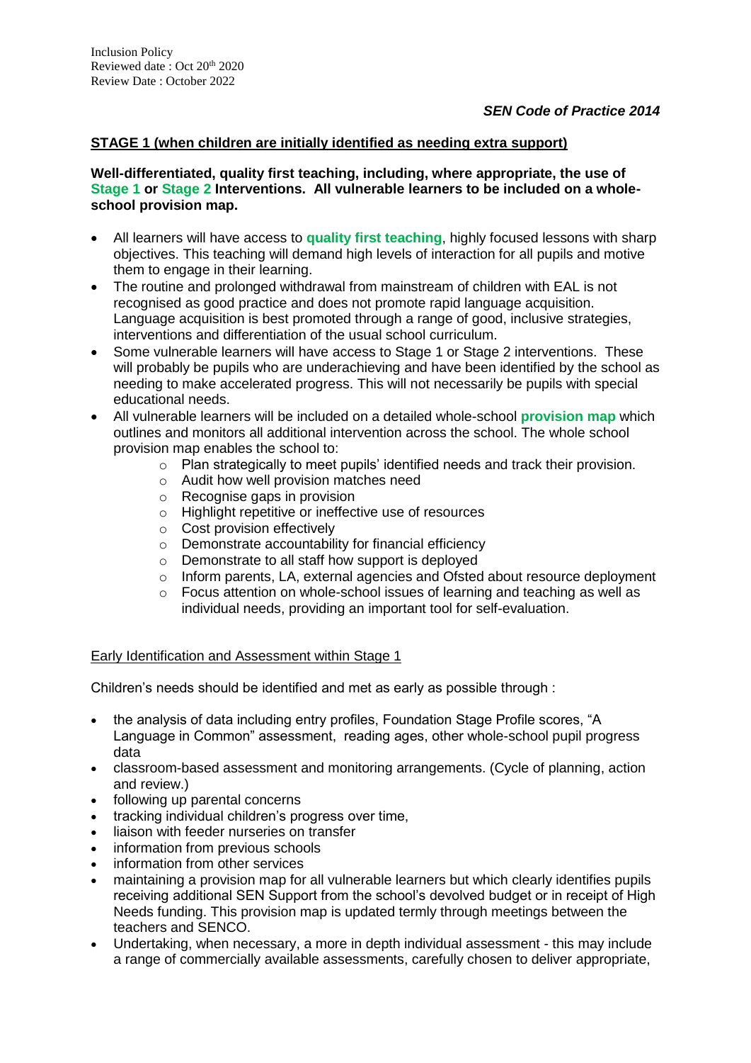*SEN Code of Practice 2014*

**STAGE 1 (when children are initially identified as needing extra support)**

**Well-differentiated, quality first teaching, including, where appropriate, the use of Stage 1 or Stage 2 Interventions. All vulnerable learners to be included on a whole-school provision map.**

- All learners will have access to **quality first teaching**, highly focused lessons with sharp objectives. This teaching will demand high levels of interaction for all pupils and motive them to engage in their learning.
- The routine and prolonged withdrawal from mainstream of children with EAL is not recognised as good practice and does not promote rapid language acquisition. Language acquisition is best promoted through a range of good, inclusive strategies, interventions and differentiation of the usual school curriculum.
- Some vulnerable learners will have access to Stage 1 or Stage 2 interventions. These will probably be pupils who are underachieving and have been identified by the school as needing to make accelerated progress. This will not necessarily be pupils with special educational needs.
- All vulnerable learners will be included on a detailed whole-school **provision map** which outlines and monitors all additional intervention across the school. The whole school provision map enables the school to:
    - Plan strategically to meet pupils' identified needs and track their provision.
    - Audit how well provision matches need
    - Recognise gaps in provision
    - Highlight repetitive or ineffective use of resources
    - Cost provision effectively
    - Demonstrate accountability for financial efficiency
    - Demonstrate to all staff how support is deployed
    - Inform parents, LA, external agencies and Ofsted about resource deployment
    - Focus attention on whole-school issues of learning and teaching as well as individual needs, providing an important tool for self-evaluation.

Early Identification and Assessment within Stage 1

Children's needs should be identified and met as early as possible through :

- the analysis of data including entry profiles, Foundation Stage Profile scores, "A Language in Common" assessment, reading ages, other whole-school pupil progress data
- classroom-based assessment and monitoring arrangements. (Cycle of planning, action and review.)
- following up parental concerns
- tracking individual children's progress over time,
- liaison with feeder nurseries on transfer
- information from previous schools
- information from other services
- maintaining a provision map for all vulnerable learners but which clearly identifies pupils receiving additional SEN Support from the school's devolved budget or in receipt of High Needs funding. This provision map is updated termly through meetings between the teachers and SENCO.
- Undertaking, when necessary, a more in depth individual assessment - this may include a range of commercially available assessments, carefully chosen to deliver appropriate,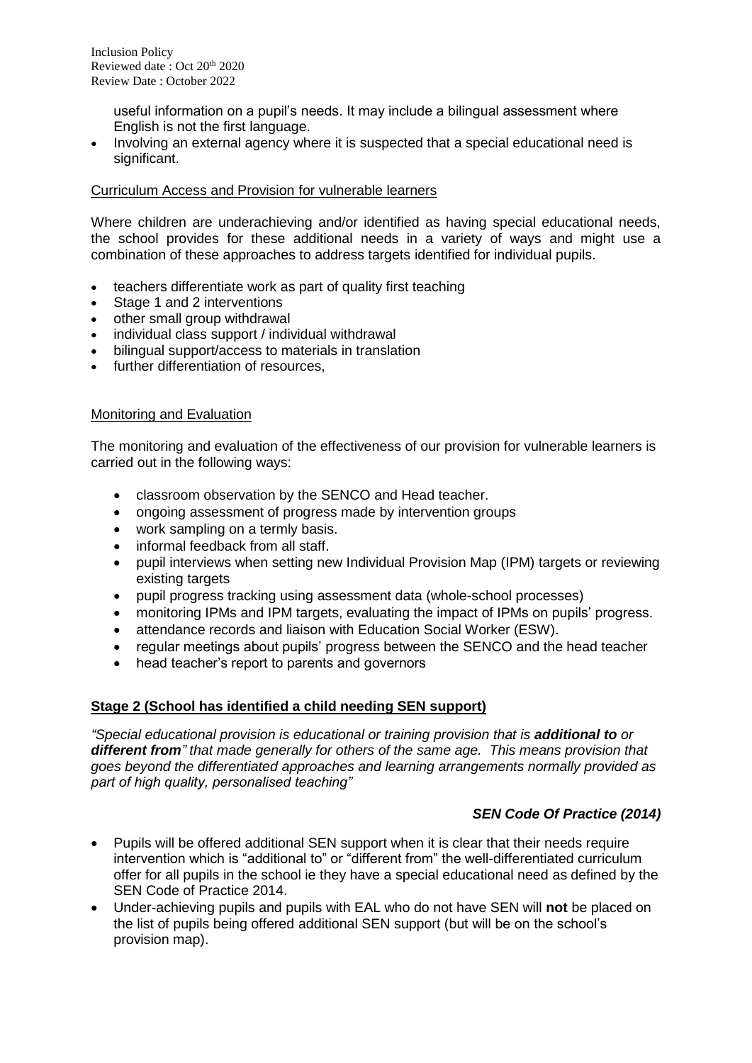useful information on a pupil's needs. It may include a bilingual assessment where English is not the first language.

- Involving an external agency where it is suspected that a special educational need is significant.

<u>Curriculum Access and Provision for vulnerable learners</u>

Where children are underachieving and/or identified as having special educational needs, the school provides for these additional needs in a variety of ways and might use a combination of these approaches to address targets identified for individual pupils.

- teachers differentiate work as part of quality first teaching
- Stage 1 and 2 interventions
- other small group withdrawal
- individual class support / individual withdrawal
- bilingual support/access to materials in translation
- further differentiation of resources,

<u>Monitoring and Evaluation</u>

The monitoring and evaluation of the effectiveness of our provision for vulnerable learners is carried out in the following ways:

- classroom observation by the SENCO and Head teacher.
- ongoing assessment of progress made by intervention groups
- work sampling on a termly basis.
- informal feedback from all staff.
- pupil interviews when setting new Individual Provision Map (IPM) targets or reviewing existing targets
- pupil progress tracking using assessment data (whole-school processes)
- monitoring IPMs and IPM targets, evaluating the impact of IPMs on pupils' progress.
- attendance records and liaison with Education Social Worker (ESW).
- regular meetings about pupils' progress between the SENCO and the head teacher
- head teacher's report to parents and governors

## <u>Stage 2 (School has identified a child needing SEN support)</u>

*"Special educational provision is educational or training provision that is **additional to** or **different from**" that made generally for others of the same age. This means provision that goes beyond the differentiated approaches and learning arrangements normally provided as part of high quality, personalised teaching"*

***SEN Code Of Practice (2014)***

- Pupils will be offered additional SEN support when it is clear that their needs require intervention which is "additional to" or "different from" the well-differentiated curriculum offer for all pupils in the school ie they have a special educational need as defined by the SEN Code of Practice 2014.
- Under-achieving pupils and pupils with EAL who do not have SEN will **not** be placed on the list of pupils being offered additional SEN support (but will be on the school's provision map).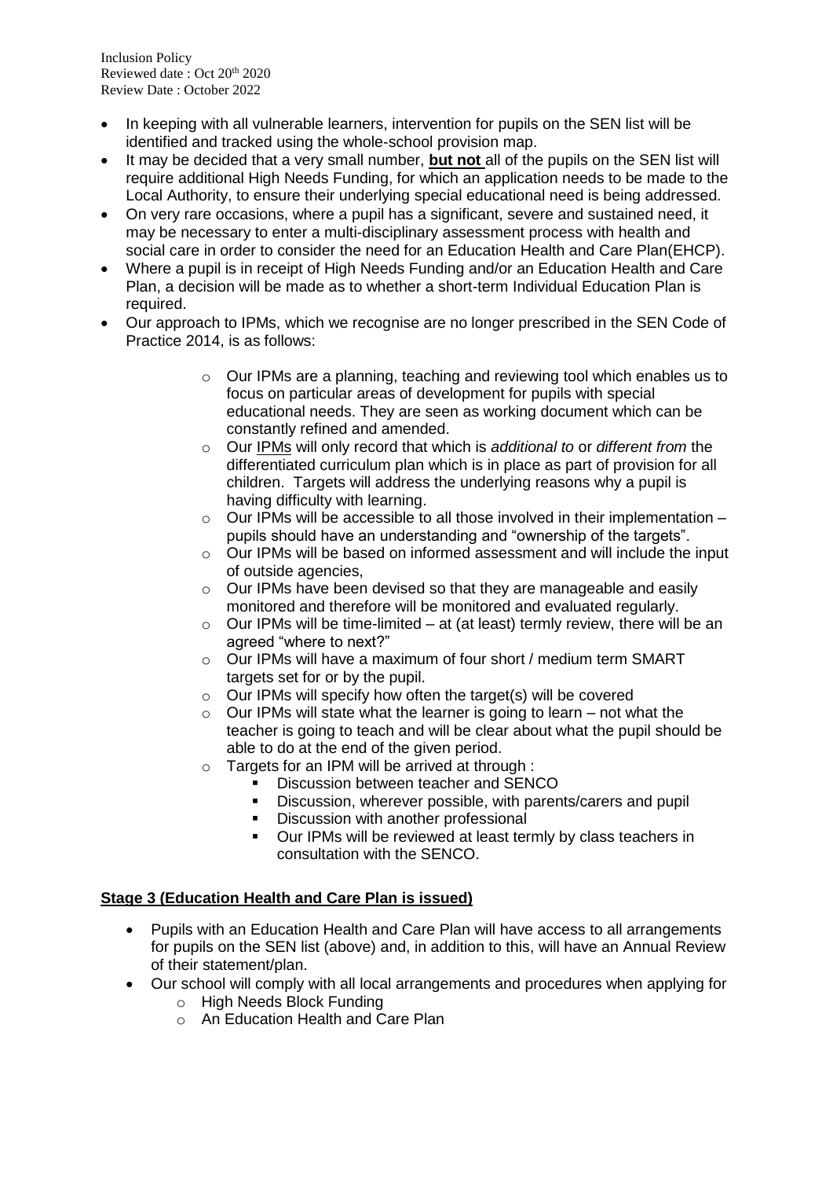- In keeping with all vulnerable learners, intervention for pupils on the SEN list will be identified and tracked using the whole-school provision map.
- It may be decided that a very small number, **but not** all of the pupils on the SEN list will require additional High Needs Funding, for which an application needs to be made to the Local Authority, to ensure their underlying special educational need is being addressed.
- On very rare occasions, where a pupil has a significant, severe and sustained need, it may be necessary to enter a multi-disciplinary assessment process with health and social care in order to consider the need for an Education Health and Care Plan(EHCP).
- Where a pupil is in receipt of High Needs Funding and/or an Education Health and Care Plan, a decision will be made as to whether a short-term Individual Education Plan is required.
- Our approach to IPMs, which we recognise are no longer prescribed in the SEN Code of Practice 2014, is as follows:
    - Our IPMs are a planning, teaching and reviewing tool which enables us to focus on particular areas of development for pupils with special educational needs. They are seen as working document which can be constantly refined and amended.
    - Our IPMs will only record that which is *additional to* or *different from* the differentiated curriculum plan which is in place as part of provision for all children. Targets will address the underlying reasons why a pupil is having difficulty with learning.
    - Our IPMs will be accessible to all those involved in their implementation – pupils should have an understanding and "ownership of the targets".
    - Our IPMs will be based on informed assessment and will include the input of outside agencies,
    - Our IPMs have been devised so that they are manageable and easily monitored and therefore will be monitored and evaluated regularly.
    - Our IPMs will be time-limited – at (at least) termly review, there will be an agreed "where to next?"
    - Our IPMs will have a maximum of four short / medium term SMART targets set for or by the pupil.
    - Our IPMs will specify how often the target(s) will be covered
    - Our IPMs will state what the learner is going to learn – not what the teacher is going to teach and will be clear about what the pupil should be able to do at the end of the given period.
    - Targets for an IPM will be arrived at through :
        - Discussion between teacher and SENCO
        - Discussion, wherever possible, with parents/carers and pupil
        - Discussion with another professional
        - Our IPMs will be reviewed at least termly by class teachers in consultation with the SENCO.

**Stage 3 (Education Health and Care Plan is issued)**

- Pupils with an Education Health and Care Plan will have access to all arrangements for pupils on the SEN list (above) and, in addition to this, will have an Annual Review of their statement/plan.
- Our school will comply with all local arrangements and procedures when applying for
    - High Needs Block Funding
    - An Education Health and Care Plan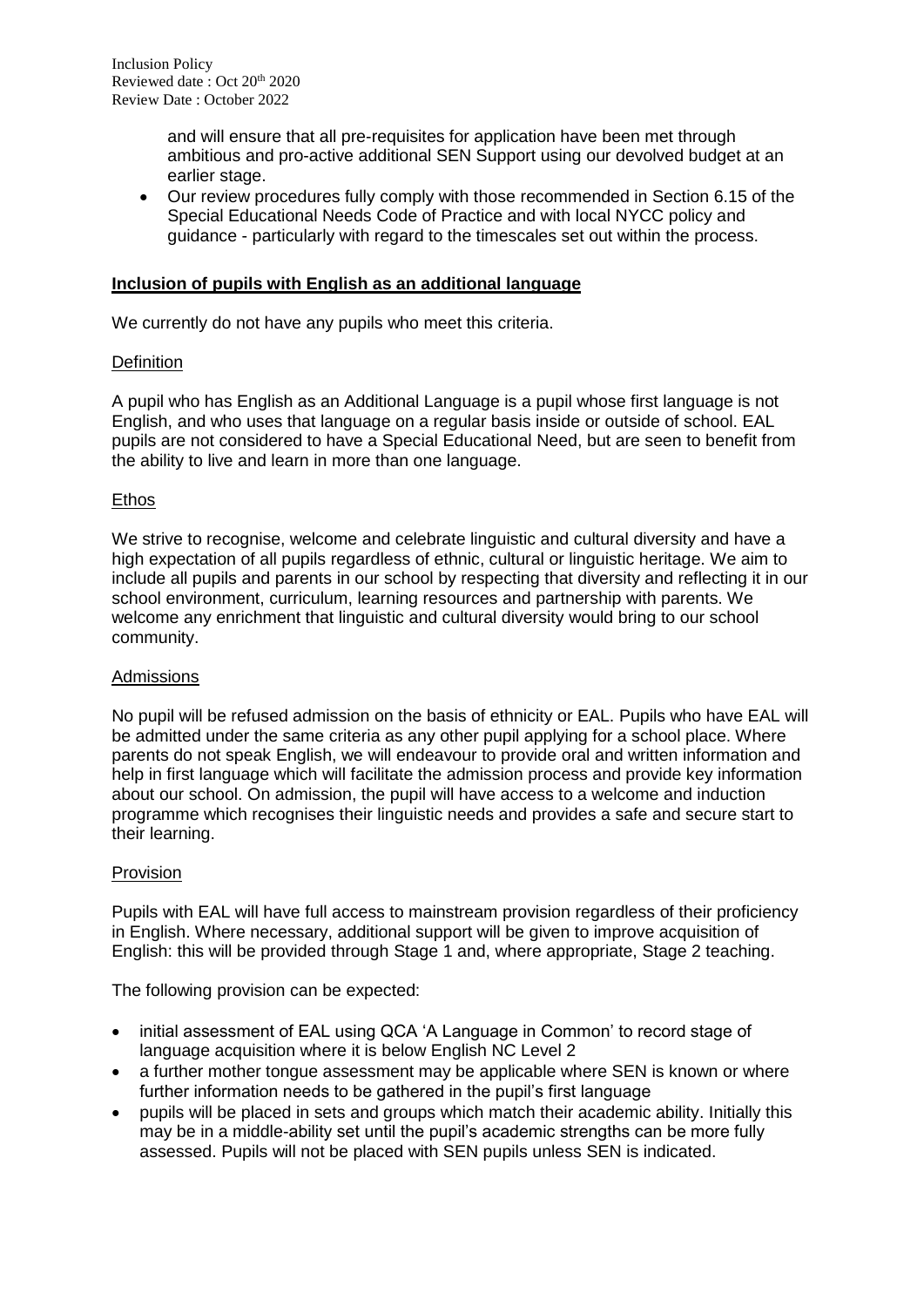and will ensure that all pre-requisites for application have been met through ambitious and pro-active additional SEN Support using our devolved budget at an earlier stage.

- Our review procedures fully comply with those recommended in Section 6.15 of the Special Educational Needs Code of Practice and with local NYCC policy and guidance - particularly with regard to the timescales set out within the process.

## Inclusion of pupils with English as an additional language

We currently do not have any pupils who meet this criteria.

### Definition

A pupil who has English as an Additional Language is a pupil whose first language is not English, and who uses that language on a regular basis inside or outside of school. EAL pupils are not considered to have a Special Educational Need, but are seen to benefit from the ability to live and learn in more than one language.

### Ethos

We strive to recognise, welcome and celebrate linguistic and cultural diversity and have a high expectation of all pupils regardless of ethnic, cultural or linguistic heritage. We aim to include all pupils and parents in our school by respecting that diversity and reflecting it in our school environment, curriculum, learning resources and partnership with parents. We welcome any enrichment that linguistic and cultural diversity would bring to our school community.

### Admissions

No pupil will be refused admission on the basis of ethnicity or EAL. Pupils who have EAL will be admitted under the same criteria as any other pupil applying for a school place. Where parents do not speak English, we will endeavour to provide oral and written information and help in first language which will facilitate the admission process and provide key information about our school. On admission, the pupil will have access to a welcome and induction programme which recognises their linguistic needs and provides a safe and secure start to their learning.

### Provision

Pupils with EAL will have full access to mainstream provision regardless of their proficiency in English. Where necessary, additional support will be given to improve acquisition of English: this will be provided through Stage 1 and, where appropriate, Stage 2 teaching.

The following provision can be expected:

- initial assessment of EAL using QCA 'A Language in Common' to record stage of language acquisition where it is below English NC Level 2
- a further mother tongue assessment may be applicable where SEN is known or where further information needs to be gathered in the pupil's first language
- pupils will be placed in sets and groups which match their academic ability. Initially this may be in a middle-ability set until the pupil's academic strengths can be more fully assessed. Pupils will not be placed with SEN pupils unless SEN is indicated.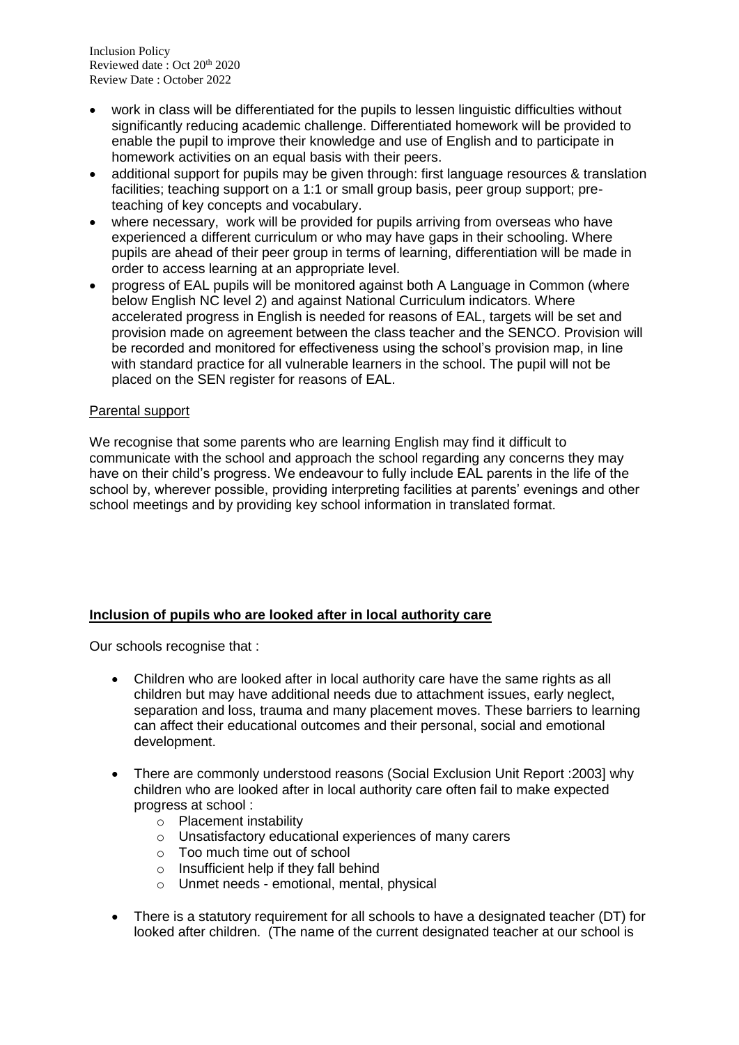- work in class will be differentiated for the pupils to lessen linguistic difficulties without significantly reducing academic challenge. Differentiated homework will be provided to enable the pupil to improve their knowledge and use of English and to participate in homework activities on an equal basis with their peers.
- additional support for pupils may be given through: first language resources & translation facilities; teaching support on a 1:1 or small group basis, peer group support; pre-teaching of key concepts and vocabulary.
- where necessary, work will be provided for pupils arriving from overseas who have experienced a different curriculum or who may have gaps in their schooling. Where pupils are ahead of their peer group in terms of learning, differentiation will be made in order to access learning at an appropriate level.
- progress of EAL pupils will be monitored against both A Language in Common (where below English NC level 2) and against National Curriculum indicators. Where accelerated progress in English is needed for reasons of EAL, targets will be set and provision made on agreement between the class teacher and the SENCO. Provision will be recorded and monitored for effectiveness using the school's provision map, in line with standard practice for all vulnerable learners in the school. The pupil will not be placed on the SEN register for reasons of EAL.

Parental support

We recognise that some parents who are learning English may find it difficult to communicate with the school and approach the school regarding any concerns they may have on their child's progress. We endeavour to fully include EAL parents in the life of the school by, wherever possible, providing interpreting facilities at parents' evenings and other school meetings and by providing key school information in translated format.

**Inclusion of pupils who are looked after in local authority care**

Our schools recognise that :

- Children who are looked after in local authority care have the same rights as all children but may have additional needs due to attachment issues, early neglect, separation and loss, trauma and many placement moves. These barriers to learning can affect their educational outcomes and their personal, social and emotional development.

- There are commonly understood reasons (Social Exclusion Unit Report :2003] why children who are looked after in local authority care often fail to make expected progress at school :
  - Placement instability
  - Unsatisfactory educational experiences of many carers
  - Too much time out of school
  - Insufficient help if they fall behind
  - Unmet needs - emotional, mental, physical

- There is a statutory requirement for all schools to have a designated teacher (DT) for looked after children. (The name of the current designated teacher at our school is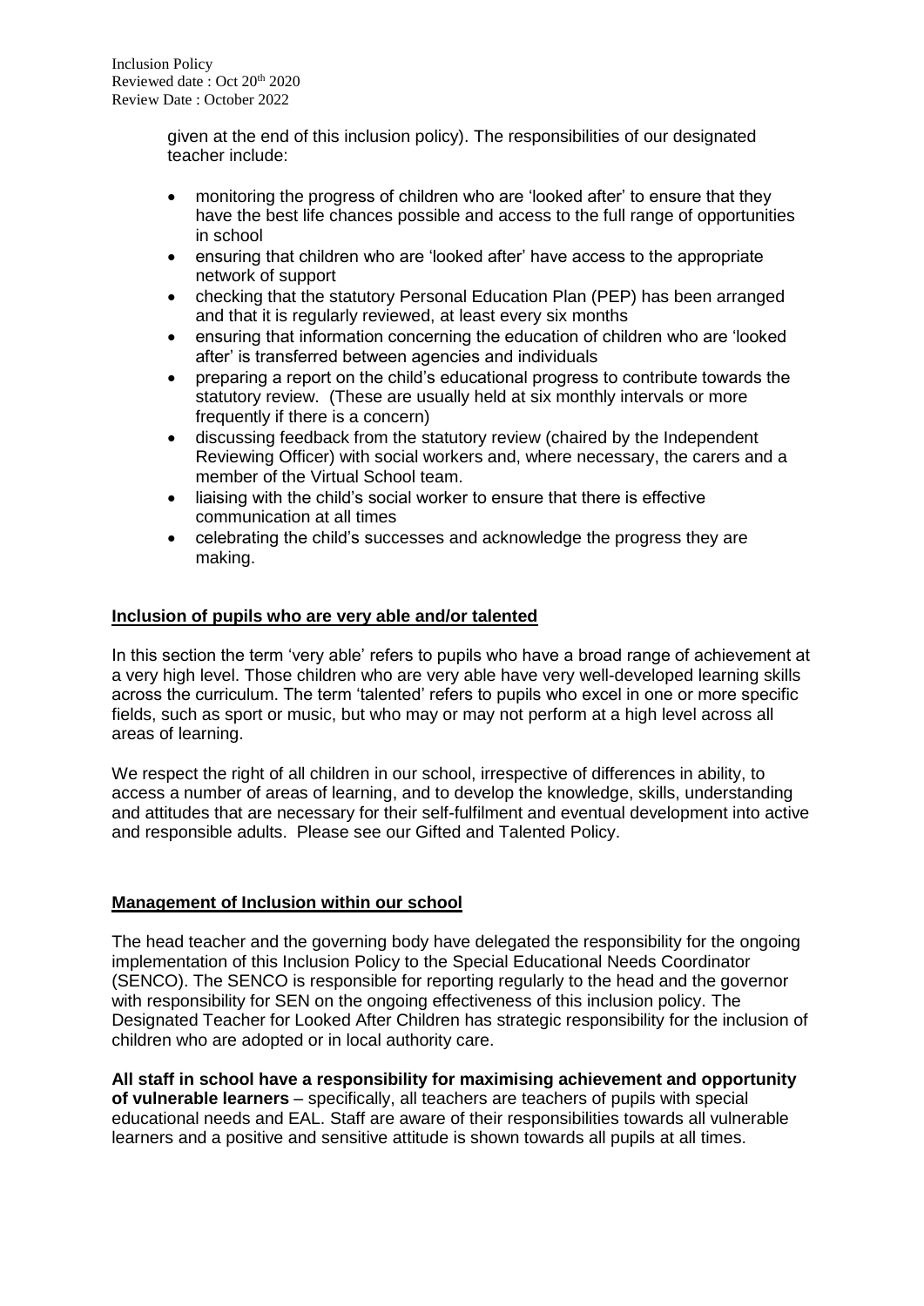given at the end of this inclusion policy). The responsibilities of our designated teacher include:

- monitoring the progress of children who are 'looked after' to ensure that they have the best life chances possible and access to the full range of opportunities in school
- ensuring that children who are 'looked after' have access to the appropriate network of support
- checking that the statutory Personal Education Plan (PEP) has been arranged and that it is regularly reviewed, at least every six months
- ensuring that information concerning the education of children who are 'looked after' is transferred between agencies and individuals
- preparing a report on the child's educational progress to contribute towards the statutory review. (These are usually held at six monthly intervals or more frequently if there is a concern)
- discussing feedback from the statutory review (chaired by the Independent Reviewing Officer) with social workers and, where necessary, the carers and a member of the Virtual School team.
- liaising with the child's social worker to ensure that there is effective communication at all times
- celebrating the child's successes and acknowledge the progress they are making.

## Inclusion of pupils who are very able and/or talented

In this section the term 'very able' refers to pupils who have a broad range of achievement at a very high level. Those children who are very able have very well-developed learning skills across the curriculum. The term 'talented' refers to pupils who excel in one or more specific fields, such as sport or music, but who may or may not perform at a high level across all areas of learning.

We respect the right of all children in our school, irrespective of differences in ability, to access a number of areas of learning, and to develop the knowledge, skills, understanding and attitudes that are necessary for their self-fulfilment and eventual development into active and responsible adults. Please see our Gifted and Talented Policy.

## Management of Inclusion within our school

The head teacher and the governing body have delegated the responsibility for the ongoing implementation of this Inclusion Policy to the Special Educational Needs Coordinator (SENCO). The SENCO is responsible for reporting regularly to the head and the governor with responsibility for SEN on the ongoing effectiveness of this inclusion policy. The Designated Teacher for Looked After Children has strategic responsibility for the inclusion of children who are adopted or in local authority care.

**All staff in school have a responsibility for maximising achievement and opportunity of vulnerable learners** – specifically, all teachers are teachers of pupils with special educational needs and EAL. Staff are aware of their responsibilities towards all vulnerable learners and a positive and sensitive attitude is shown towards all pupils at all times.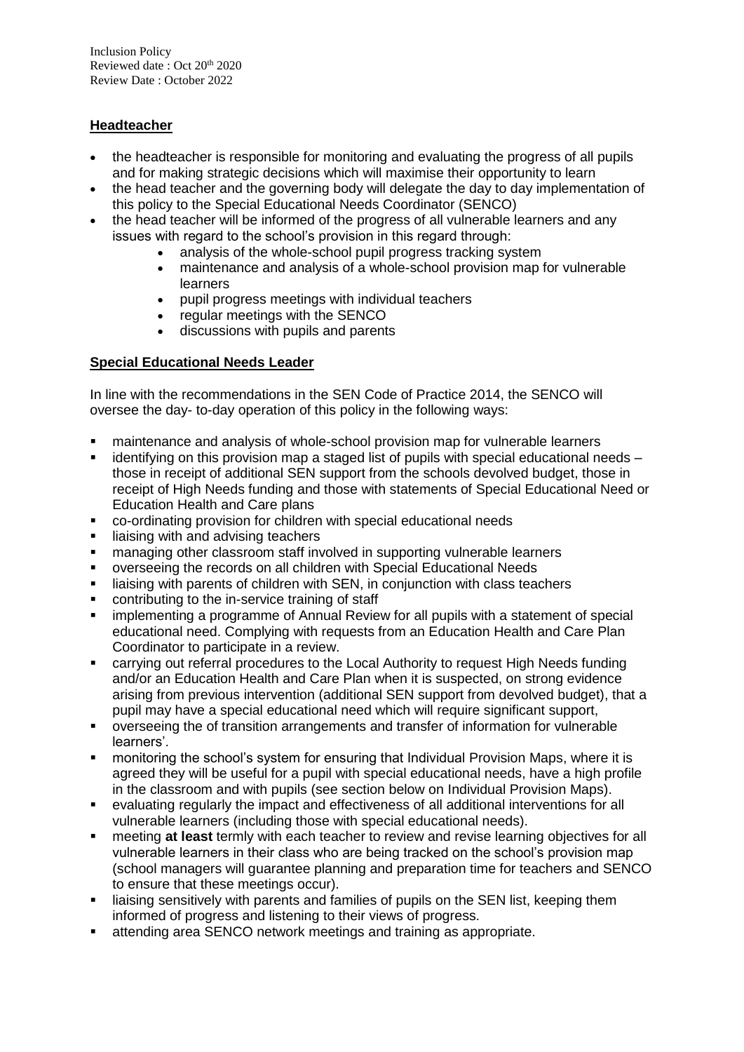**Headteacher**

- the headteacher is responsible for monitoring and evaluating the progress of all pupils and for making strategic decisions which will maximise their opportunity to learn
- the head teacher and the governing body will delegate the day to day implementation of this policy to the Special Educational Needs Coordinator (SENCO)
- the head teacher will be informed of the progress of all vulnerable learners and any issues with regard to the school's provision in this regard through:
    - analysis of the whole-school pupil progress tracking system
    - maintenance and analysis of a whole-school provision map for vulnerable learners
    - pupil progress meetings with individual teachers
    - regular meetings with the SENCO
    - discussions with pupils and parents

**Special Educational Needs Leader**

In line with the recommendations in the SEN Code of Practice 2014, the SENCO will oversee the day- to-day operation of this policy in the following ways:

- maintenance and analysis of whole-school provision map for vulnerable learners
- identifying on this provision map a staged list of pupils with special educational needs – those in receipt of additional SEN support from the schools devolved budget, those in receipt of High Needs funding and those with statements of Special Educational Need or Education Health and Care plans
- co-ordinating provision for children with special educational needs
- liaising with and advising teachers
- managing other classroom staff involved in supporting vulnerable learners
- overseeing the records on all children with Special Educational Needs
- liaising with parents of children with SEN, in conjunction with class teachers
- contributing to the in-service training of staff
- implementing a programme of Annual Review for all pupils with a statement of special educational need. Complying with requests from an Education Health and Care Plan Coordinator to participate in a review.
- carrying out referral procedures to the Local Authority to request High Needs funding and/or an Education Health and Care Plan when it is suspected, on strong evidence arising from previous intervention (additional SEN support from devolved budget), that a pupil may have a special educational need which will require significant support,
- overseeing the of transition arrangements and transfer of information for vulnerable learners'.
- monitoring the school's system for ensuring that Individual Provision Maps, where it is agreed they will be useful for a pupil with special educational needs, have a high profile in the classroom and with pupils (see section below on Individual Provision Maps).
- evaluating regularly the impact and effectiveness of all additional interventions for all vulnerable learners (including those with special educational needs).
- meeting **at least** termly with each teacher to review and revise learning objectives for all vulnerable learners in their class who are being tracked on the school's provision map (school managers will guarantee planning and preparation time for teachers and SENCO to ensure that these meetings occur).
- liaising sensitively with parents and families of pupils on the SEN list, keeping them informed of progress and listening to their views of progress.
- attending area SENCO network meetings and training as appropriate.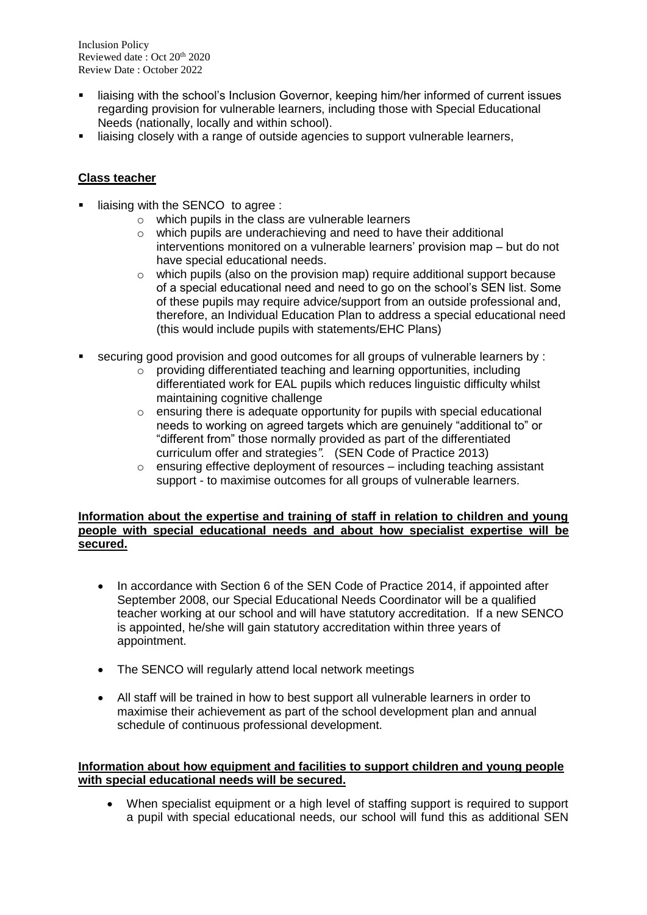- liaising with the school's Inclusion Governor, keeping him/her informed of current issues regarding provision for vulnerable learners, including those with Special Educational Needs (nationally, locally and within school).
- liaising closely with a range of outside agencies to support vulnerable learners,

**Class teacher**

- liaising with the SENCO to agree :
  - which pupils in the class are vulnerable learners
  - which pupils are underachieving and need to have their additional interventions monitored on a vulnerable learners' provision map – but do not have special educational needs.
  - which pupils (also on the provision map) require additional support because of a special educational need and need to go on the school's SEN list. Some of these pupils may require advice/support from an outside professional and, therefore, an Individual Education Plan to address a special educational need (this would include pupils with statements/EHC Plans)
- securing good provision and good outcomes for all groups of vulnerable learners by :
  - providing differentiated teaching and learning opportunities, including differentiated work for EAL pupils which reduces linguistic difficulty whilst maintaining cognitive challenge
  - ensuring there is adequate opportunity for pupils with special educational needs to working on agreed targets which are genuinely "additional to" or "different from" those normally provided as part of the differentiated curriculum offer and strategies*"*. (SEN Code of Practice 2013)
  - ensuring effective deployment of resources – including teaching assistant support - to maximise outcomes for all groups of vulnerable learners.

**Information about the expertise and training of staff in relation to children and young people with special educational needs and about how specialist expertise will be secured.**

- In accordance with Section 6 of the SEN Code of Practice 2014, if appointed after September 2008, our Special Educational Needs Coordinator will be a qualified teacher working at our school and will have statutory accreditation. If a new SENCO is appointed, he/she will gain statutory accreditation within three years of appointment.
- The SENCO will regularly attend local network meetings
- All staff will be trained in how to best support all vulnerable learners in order to maximise their achievement as part of the school development plan and annual schedule of continuous professional development.

**Information about how equipment and facilities to support children and young people with special educational needs will be secured.**

- When specialist equipment or a high level of staffing support is required to support a pupil with special educational needs, our school will fund this as additional SEN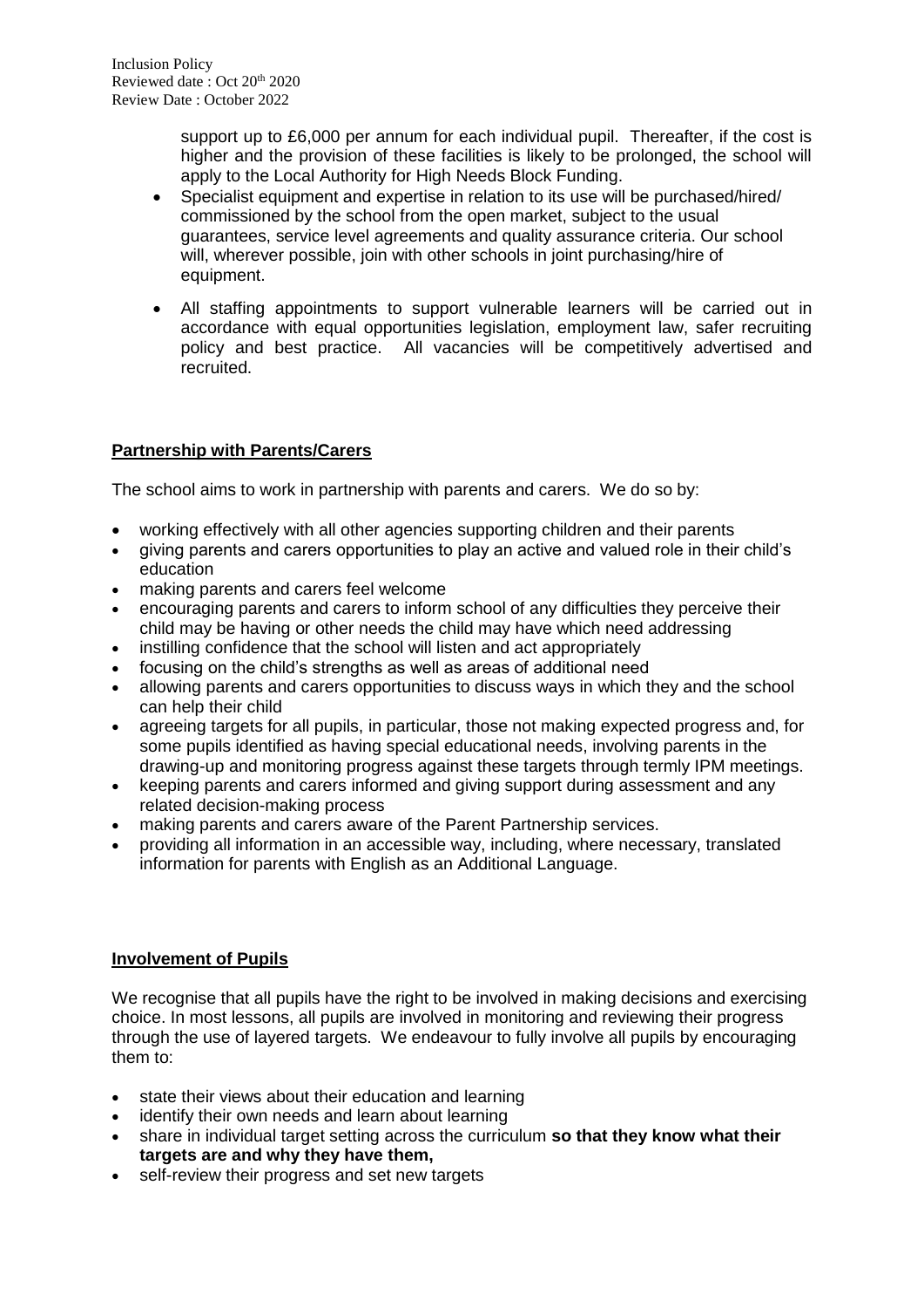support up to £6,000 per annum for each individual pupil. Thereafter, if the cost is higher and the provision of these facilities is likely to be prolonged, the school will apply to the Local Authority for High Needs Block Funding.

- Specialist equipment and expertise in relation to its use will be purchased/hired/ commissioned by the school from the open market, subject to the usual guarantees, service level agreements and quality assurance criteria. Our school will, wherever possible, join with other schools in joint purchasing/hire of equipment.
- All staffing appointments to support vulnerable learners will be carried out in accordance with equal opportunities legislation, employment law, safer recruiting policy and best practice. All vacancies will be competitively advertised and recruited.

## Partnership with Parents/Carers

The school aims to work in partnership with parents and carers. We do so by:

- working effectively with all other agencies supporting children and their parents
- giving parents and carers opportunities to play an active and valued role in their child's education
- making parents and carers feel welcome
- encouraging parents and carers to inform school of any difficulties they perceive their child may be having or other needs the child may have which need addressing
- instilling confidence that the school will listen and act appropriately
- focusing on the child's strengths as well as areas of additional need
- allowing parents and carers opportunities to discuss ways in which they and the school can help their child
- agreeing targets for all pupils, in particular, those not making expected progress and, for some pupils identified as having special educational needs, involving parents in the drawing-up and monitoring progress against these targets through termly IPM meetings.
- keeping parents and carers informed and giving support during assessment and any related decision-making process
- making parents and carers aware of the Parent Partnership services.
- providing all information in an accessible way, including, where necessary, translated information for parents with English as an Additional Language.

## Involvement of Pupils

We recognise that all pupils have the right to be involved in making decisions and exercising choice. In most lessons, all pupils are involved in monitoring and reviewing their progress through the use of layered targets. We endeavour to fully involve all pupils by encouraging them to:

- state their views about their education and learning
- identify their own needs and learn about learning
- share in individual target setting across the curriculum **so that they know what their targets are and why they have them,**
- self-review their progress and set new targets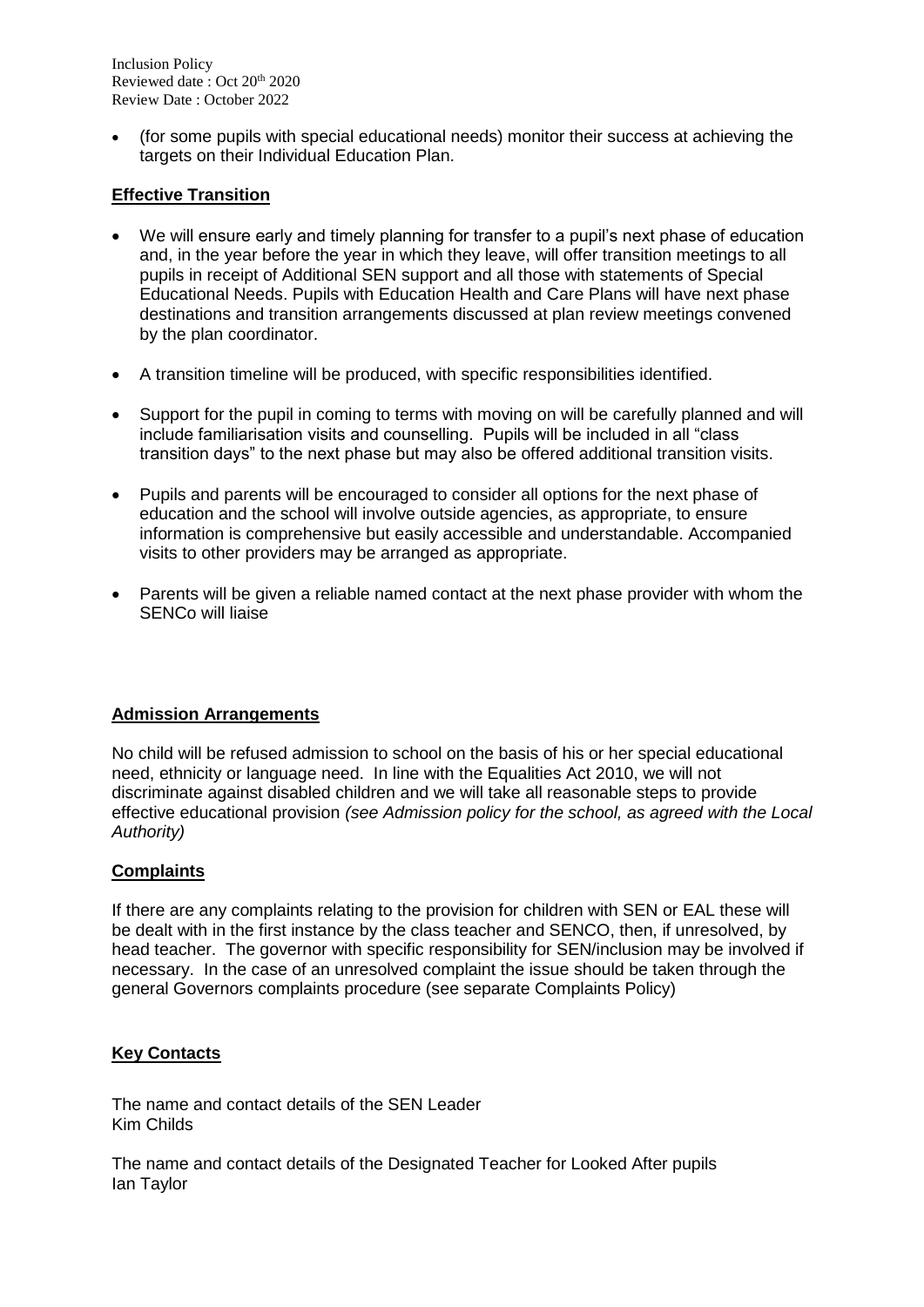- (for some pupils with special educational needs) monitor their success at achieving the targets on their Individual Education Plan.

**Effective Transition**

- We will ensure early and timely planning for transfer to a pupil's next phase of education and, in the year before the year in which they leave, will offer transition meetings to all pupils in receipt of Additional SEN support and all those with statements of Special Educational Needs. Pupils with Education Health and Care Plans will have next phase destinations and transition arrangements discussed at plan review meetings convened by the plan coordinator.
- A transition timeline will be produced, with specific responsibilities identified.
- Support for the pupil in coming to terms with moving on will be carefully planned and will include familiarisation visits and counselling. Pupils will be included in all "class transition days" to the next phase but may also be offered additional transition visits.
- Pupils and parents will be encouraged to consider all options for the next phase of education and the school will involve outside agencies, as appropriate, to ensure information is comprehensive but easily accessible and understandable. Accompanied visits to other providers may be arranged as appropriate.
- Parents will be given a reliable named contact at the next phase provider with whom the SENCo will liaise

**Admission Arrangements**

No child will be refused admission to school on the basis of his or her special educational need, ethnicity or language need. In line with the Equalities Act 2010, we will not discriminate against disabled children and we will take all reasonable steps to provide effective educational provision *(see Admission policy for the school, as agreed with the Local Authority)*

**Complaints**

If there are any complaints relating to the provision for children with SEN or EAL these will be dealt with in the first instance by the class teacher and SENCO, then, if unresolved, by head teacher. The governor with specific responsibility for SEN/inclusion may be involved if necessary. In the case of an unresolved complaint the issue should be taken through the general Governors complaints procedure (see separate Complaints Policy)

**Key Contacts**

The name and contact details of the SEN Leader
Kim Childs

The name and contact details of the Designated Teacher for Looked After pupils
Ian Taylor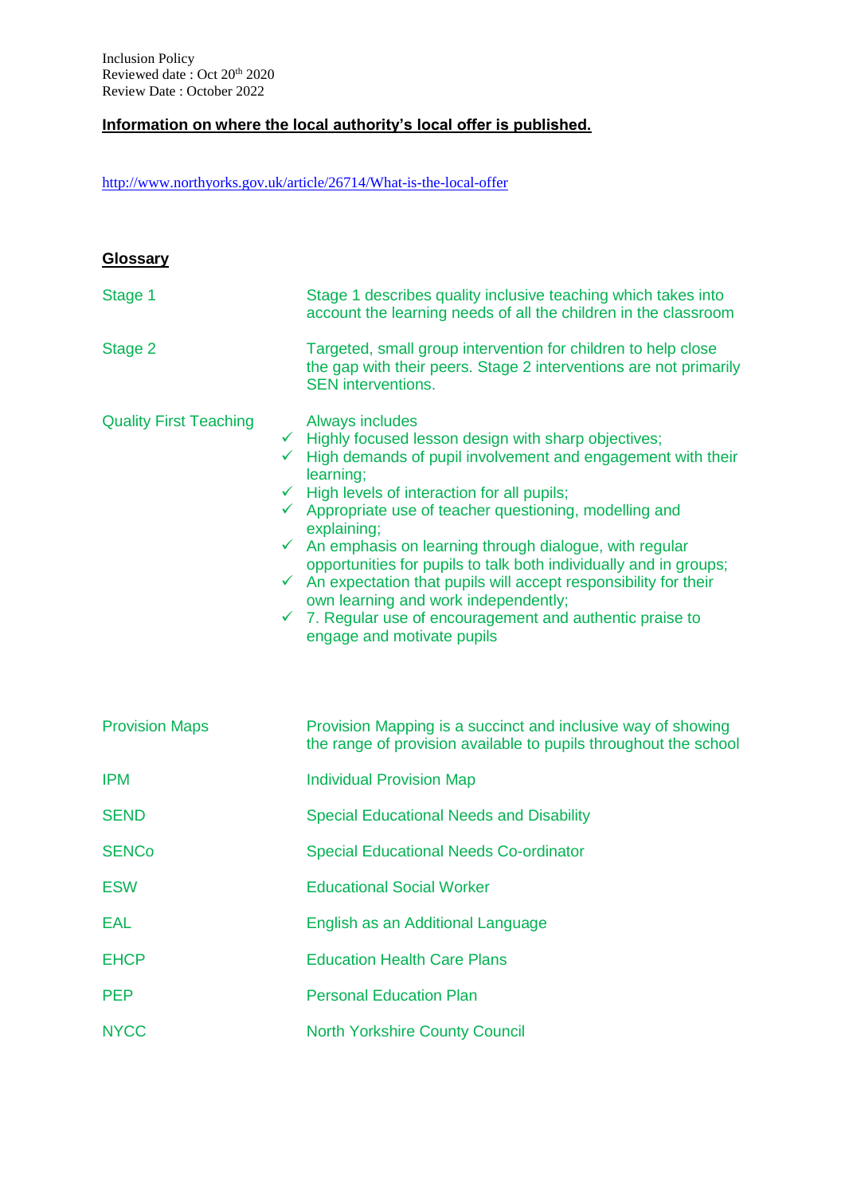Inclusion Policy
Reviewed date : Oct 20th 2020
Review Date : October 2022

**Information on where the local authority's local offer is published.**

http://www.northyorks.gov.uk/article/26714/What-is-the-local-offer

## Glossary

| | |
|---|---|
| Stage 1 | Stage 1 describes quality inclusive teaching which takes into account the learning needs of all the children in the classroom |
| Stage 2 | Targeted, small group intervention for children to help close the gap with their peers. Stage 2 interventions are not primarily SEN interventions. |
| Quality First Teaching | Always includes<br>✓ Highly focused lesson design with sharp objectives;<br>✓ High demands of pupil involvement and engagement with their learning;<br>✓ High levels of interaction for all pupils;<br>✓ Appropriate use of teacher questioning, modelling and explaining;<br>✓ An emphasis on learning through dialogue, with regular opportunities for pupils to talk both individually and in groups;<br>✓ An expectation that pupils will accept responsibility for their own learning and work independently;<br>✓ 7. Regular use of encouragement and authentic praise to engage and motivate pupils |
| Provision Maps | Provision Mapping is a succinct and inclusive way of showing the range of provision available to pupils throughout the school |
| IPM | Individual Provision Map |
| SEND | Special Educational Needs and Disability |
| SENCo | Special Educational Needs Co-ordinator |
| ESW | Educational Social Worker |
| EAL | English as an Additional Language |
| EHCP | Education Health Care Plans |
| PEP | Personal Education Plan |
| NYCC | North Yorkshire County Council |